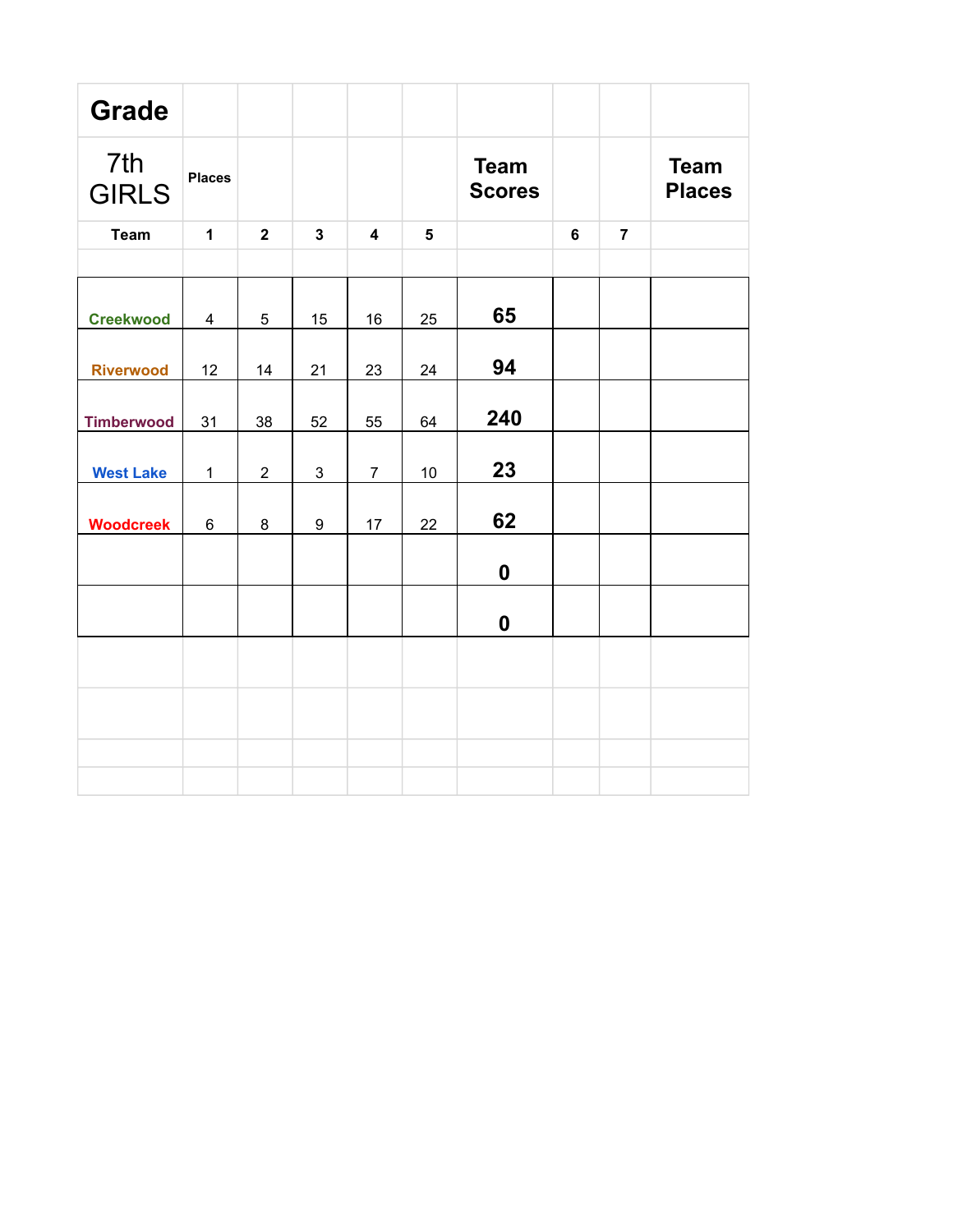| Grade | | | | | | | | | |
|---|---|---|---|---|---|---|---|---|---|
| 7th GIRLS | Places | | | | | Team Scores | | | Team Places |
| Team | 1 | 2 | 3 | 4 | 5 | | 6 | 7 | |
| | | | | | | | | | |
| Creekwood | 4 | 5 | 15 | 16 | 25 | **65** | | | |
| Riverwood | 12 | 14 | 21 | 23 | 24 | **94** | | | |
| Timberwood | 31 | 38 | 52 | 55 | 64 | **240** | | | |
| West Lake | 1 | 2 | 3 | 7 | 10 | **23** | | | |
| Woodcreek | 6 | 8 | 9 | 17 | 22 | **62** | | | |
| | | | | | | **0** | | | |
| | | | | | | **0** | | | |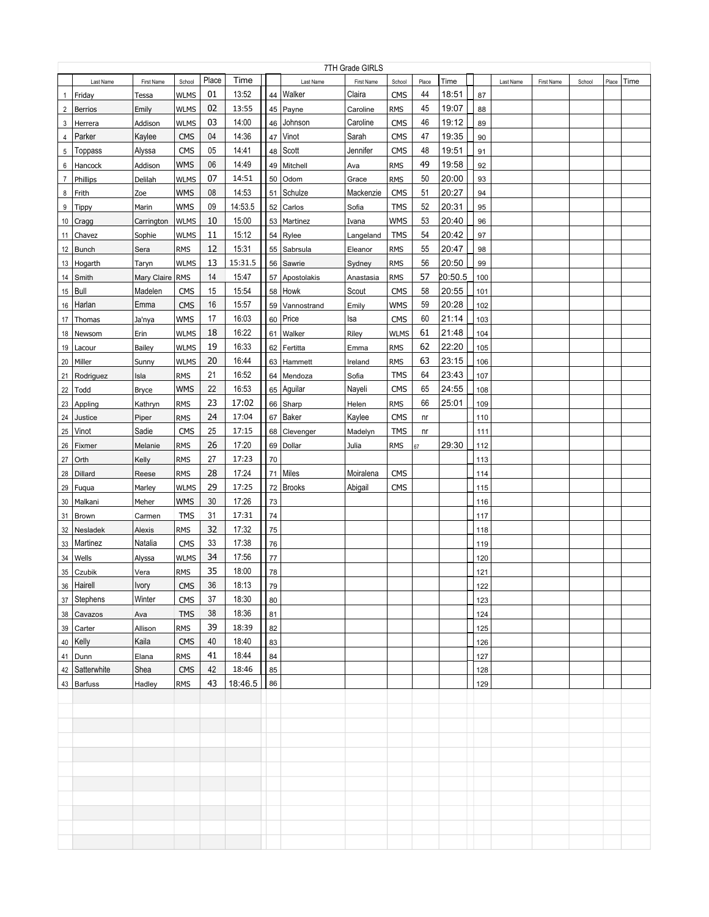## 7TH Grade GIRLS

| | Last Name | First Name | School | Place | Time | | Last Name | First Name | School | Place | Time | | Last Name | First Name | School | Place | Time |
|---|---|---|---|---|---|---|---|---|---|---|---|---|---|---|---|---|---|
| 1 | Friday | Tessa | WLMS | 01 | 13:52 | 44 | Walker | Claira | CMS | 44 | 18:51 | 87 | | | | | |
| 2 | Berrios | Emily | WLMS | 02 | 13:55 | 45 | Payne | Caroline | RMS | 45 | 19:07 | 88 | | | | | |
| 3 | Herrera | Addison | WLMS | 03 | 14:00 | 46 | Johnson | Caroline | CMS | 46 | 19:12 | 89 | | | | | |
| 4 | Parker | Kaylee | CMS | 04 | 14:36 | 47 | Vinot | Sarah | CMS | 47 | 19:35 | 90 | | | | | |
| 5 | Toppass | Alyssa | CMS | 05 | 14:41 | 48 | Scott | Jennifer | CMS | 48 | 19:51 | 91 | | | | | |
| 6 | Hancock | Addison | WMS | 06 | 14:49 | 49 | Mitchell | Ava | RMS | 49 | 19:58 | 92 | | | | | |
| 7 | Phillips | Delilah | WLMS | 07 | 14:51 | 50 | Odom | Grace | RMS | 50 | 20:00 | 93 | | | | | |
| 8 | Frith | Zoe | WMS | 08 | 14:53 | 51 | Schulze | Mackenzie | CMS | 51 | 20:27 | 94 | | | | | |
| 9 | Tippy | Marin | WMS | 09 | 14:53.5 | 52 | Carlos | Sofia | TMS | 52 | 20:31 | 95 | | | | | |
| 10 | Cragg | Carrington | WLMS | 10 | 15:00 | 53 | Martinez | Ivana | WMS | 53 | 20:40 | 96 | | | | | |
| 11 | Chavez | Sophie | WLMS | 11 | 15:12 | 54 | Rylee | Langeland | TMS | 54 | 20:42 | 97 | | | | | |
| 12 | Bunch | Sera | RMS | 12 | 15:31 | 55 | Sabrsula | Eleanor | RMS | 55 | 20:47 | 98 | | | | | |
| 13 | Hogarth | Taryn | WLMS | 13 | 15:31.5 | 56 | Sawrie | Sydney | RMS | 56 | 20:50 | 99 | | | | | |
| 14 | Smith | Mary Claire | RMS | 14 | 15:47 | 57 | Apostolakis | Anastasia | RMS | 57 | 20:50.5 | 100 | | | | | |
| 15 | Bull | Madelen | CMS | 15 | 15:54 | 58 | Howk | Scout | CMS | 58 | 20:55 | 101 | | | | | |
| 16 | Harlan | Emma | CMS | 16 | 15:57 | 59 | Vannostrand | Emily | WMS | 59 | 20:28 | 102 | | | | | |
| 17 | Thomas | Ja'nya | WMS | 17 | 16:03 | 60 | Price | Isa | CMS | 60 | 21:14 | 103 | | | | | |
| 18 | Newsom | Erin | WLMS | 18 | 16:22 | 61 | Walker | Riley | WLMS | 61 | 21:48 | 104 | | | | | |
| 19 | Lacour | Bailey | WLMS | 19 | 16:33 | 62 | Fertitta | Emma | RMS | 62 | 22:20 | 105 | | | | | |
| 20 | Miller | Sunny | WLMS | 20 | 16:44 | 63 | Hammett | Ireland | RMS | 63 | 23:15 | 106 | | | | | |
| 21 | Rodriguez | Isla | RMS | 21 | 16:52 | 64 | Mendoza | Sofia | TMS | 64 | 23:43 | 107 | | | | | |
| 22 | Todd | Bryce | WMS | 22 | 16:53 | 65 | Aguilar | Nayeli | CMS | 65 | 24:55 | 108 | | | | | |
| 23 | Appling | Kathryn | RMS | 23 | 17:02 | 66 | Sharp | Helen | RMS | 66 | 25:01 | 109 | | | | | |
| 24 | Justice | Piper | RMS | 24 | 17:04 | 67 | Baker | Kaylee | CMS | nr | | 110 | | | | | |
| 25 | Vinot | Sadie | CMS | 25 | 17:15 | 68 | Clevenger | Madelyn | TMS | nr | | 111 | | | | | |
| 26 | Fixmer | Melanie | RMS | 26 | 17:20 | 69 | Dollar | Julia | RMS | 67 | 29:30 | 112 | | | | | |
| 27 | Orth | Kelly | RMS | 27 | 17:23 | 70 | | | | | | 113 | | | | | |
| 28 | Dillard | Reese | RMS | 28 | 17:24 | 71 | Miles | Moiralena | CMS | | | 114 | | | | | |
| 29 | Fuqua | Marley | WLMS | 29 | 17:25 | 72 | Brooks | Abigail | CMS | | | 115 | | | | | |
| 30 | Malkani | Meher | WMS | 30 | 17:26 | 73 | | | | | | 116 | | | | | |
| 31 | Brown | Carmen | TMS | 31 | 17:31 | 74 | | | | | | 117 | | | | | |
| 32 | Nesladek | Alexis | RMS | 32 | 17:32 | 75 | | | | | | 118 | | | | | |
| 33 | Martinez | Natalia | CMS | 33 | 17:38 | 76 | | | | | | 119 | | | | | |
| 34 | Wells | Alyssa | WLMS | 34 | 17:56 | 77 | | | | | | 120 | | | | | |
| 35 | Czubik | Vera | RMS | 35 | 18:00 | 78 | | | | | | 121 | | | | | |
| 36 | Hairell | Ivory | CMS | 36 | 18:13 | 79 | | | | | | 122 | | | | | |
| 37 | Stephens | Winter | CMS | 37 | 18:30 | 80 | | | | | | 123 | | | | | |
| 38 | Cavazos | Ava | TMS | 38 | 18:36 | 81 | | | | | | 124 | | | | | |
| 39 | Carter | Allison | RMS | 39 | 18:39 | 82 | | | | | | 125 | | | | | |
| 40 | Kelly | Kaila | CMS | 40 | 18:40 | 83 | | | | | | 126 | | | | | |
| 41 | Dunn | Elana | RMS | 41 | 18:44 | 84 | | | | | | 127 | | | | | |
| 42 | Satterwhite | Shea | CMS | 42 | 18:46 | 85 | | | | | | 128 | | | | | |
| 43 | Barfuss | Hadley | RMS | 43 | 18:46.5 | 86 | | | | | | 129 | | | | | |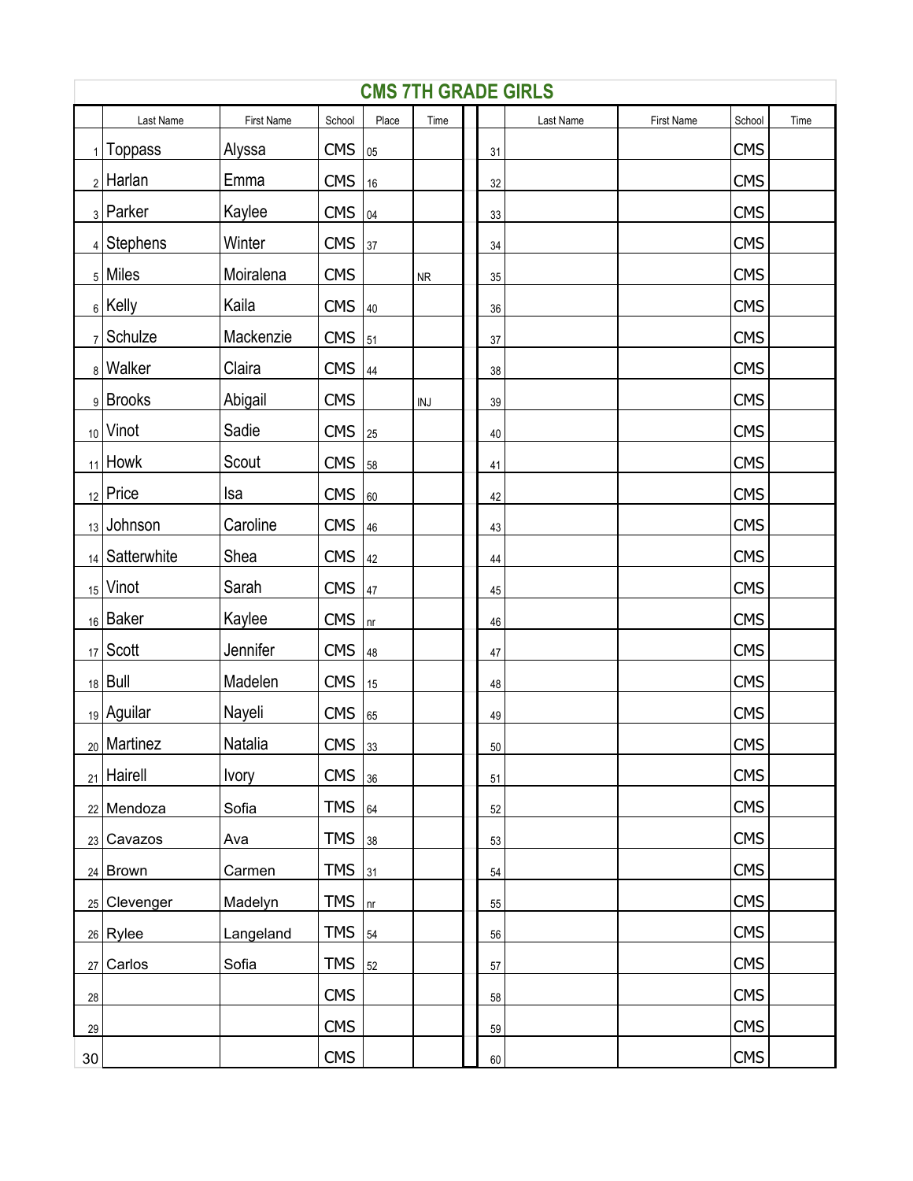## CMS 7TH GRADE GIRLS

| | Last Name | First Name | School | Place | Time | | Last Name | First Name | School | Time |
|---|---|---|---|---|---|---|---|---|---|---|
| 1 | Toppass | Alyssa | CMS | 05 | | 31 | | | CMS | |
| 2 | Harlan | Emma | CMS | 16 | | 32 | | | CMS | |
| 3 | Parker | Kaylee | CMS | 04 | | 33 | | | CMS | |
| 4 | Stephens | Winter | CMS | 37 | | 34 | | | CMS | |
| 5 | Miles | Moiralena | CMS | | NR | 35 | | | CMS | |
| 6 | Kelly | Kaila | CMS | 40 | | 36 | | | CMS | |
| 7 | Schulze | Mackenzie | CMS | 51 | | 37 | | | CMS | |
| 8 | Walker | Claira | CMS | 44 | | 38 | | | CMS | |
| 9 | Brooks | Abigail | CMS | | INJ | 39 | | | CMS | |
| 10 | Vinot | Sadie | CMS | 25 | | 40 | | | CMS | |
| 11 | Howk | Scout | CMS | 58 | | 41 | | | CMS | |
| 12 | Price | Isa | CMS | 60 | | 42 | | | CMS | |
| 13 | Johnson | Caroline | CMS | 46 | | 43 | | | CMS | |
| 14 | Satterwhite | Shea | CMS | 42 | | 44 | | | CMS | |
| 15 | Vinot | Sarah | CMS | 47 | | 45 | | | CMS | |
| 16 | Baker | Kaylee | CMS | nr | | 46 | | | CMS | |
| 17 | Scott | Jennifer | CMS | 48 | | 47 | | | CMS | |
| 18 | Bull | Madelen | CMS | 15 | | 48 | | | CMS | |
| 19 | Aguilar | Nayeli | CMS | 65 | | 49 | | | CMS | |
| 20 | Martinez | Natalia | CMS | 33 | | 50 | | | CMS | |
| 21 | Hairell | Ivory | CMS | 36 | | 51 | | | CMS | |
| 22 | Mendoza | Sofia | TMS | 64 | | 52 | | | CMS | |
| 23 | Cavazos | Ava | TMS | 38 | | 53 | | | CMS | |
| 24 | Brown | Carmen | TMS | 31 | | 54 | | | CMS | |
| 25 | Clevenger | Madelyn | TMS | nr | | 55 | | | CMS | |
| 26 | Rylee | Langeland | TMS | 54 | | 56 | | | CMS | |
| 27 | Carlos | Sofia | TMS | 52 | | 57 | | | CMS | |
| 28 | | | CMS | | | 58 | | | CMS | |
| 29 | | | CMS | | | 59 | | | CMS | |
| 30 | | | CMS | | | 60 | | | CMS | |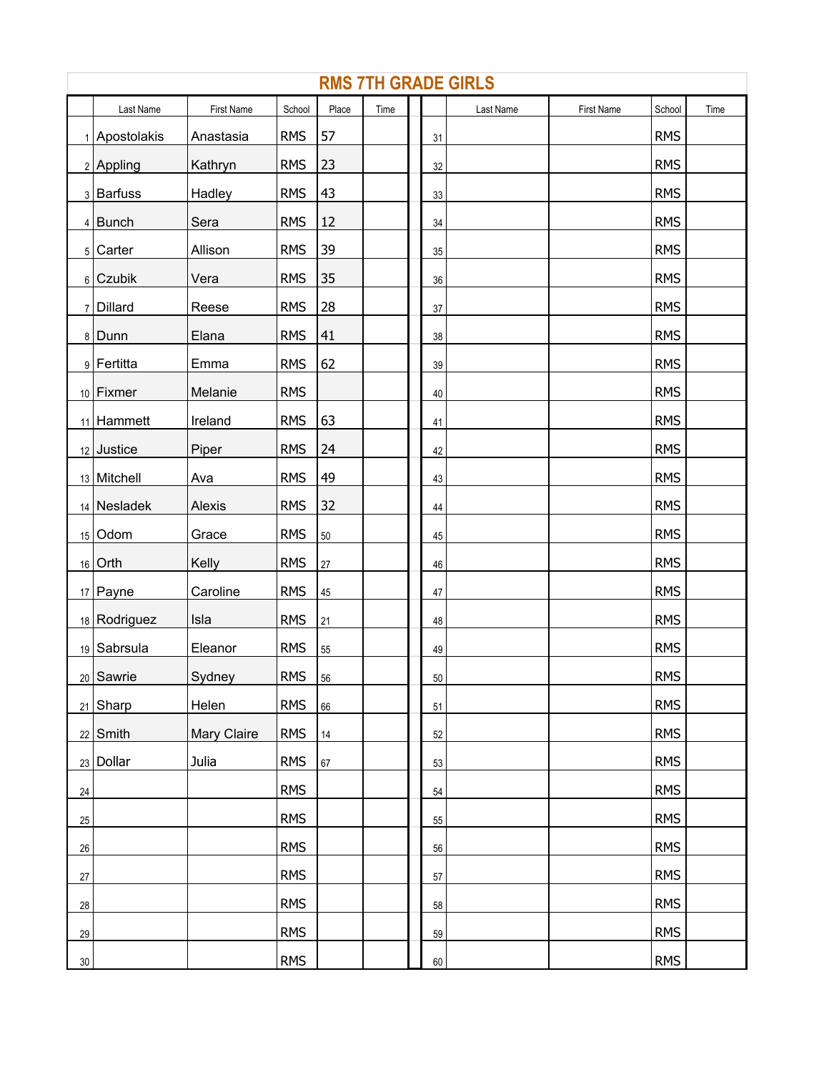# RMS 7TH GRADE GIRLS

| | Last Name | First Name | School | Place | Time | | Last Name | First Name | School | Time |
|---|---|---|---|---|---|---|---|---|---|---|
| 1 | Apostolakis | Anastasia | RMS | 57 | | 31 | | | RMS | |
| 2 | Appling | Kathryn | RMS | 23 | | 32 | | | RMS | |
| 3 | Barfuss | Hadley | RMS | 43 | | 33 | | | RMS | |
| 4 | Bunch | Sera | RMS | 12 | | 34 | | | RMS | |
| 5 | Carter | Allison | RMS | 39 | | 35 | | | RMS | |
| 6 | Czubik | Vera | RMS | 35 | | 36 | | | RMS | |
| 7 | Dillard | Reese | RMS | 28 | | 37 | | | RMS | |
| 8 | Dunn | Elana | RMS | 41 | | 38 | | | RMS | |
| 9 | Fertitta | Emma | RMS | 62 | | 39 | | | RMS | |
| 10 | Fixmer | Melanie | RMS | | | 40 | | | RMS | |
| 11 | Hammett | Ireland | RMS | 63 | | 41 | | | RMS | |
| 12 | Justice | Piper | RMS | 24 | | 42 | | | RMS | |
| 13 | Mitchell | Ava | RMS | 49 | | 43 | | | RMS | |
| 14 | Nesladek | Alexis | RMS | 32 | | 44 | | | RMS | |
| 15 | Odom | Grace | RMS | 50 | | 45 | | | RMS | |
| 16 | Orth | Kelly | RMS | 27 | | 46 | | | RMS | |
| 17 | Payne | Caroline | RMS | 45 | | 47 | | | RMS | |
| 18 | Rodriguez | Isla | RMS | 21 | | 48 | | | RMS | |
| 19 | Sabrsula | Eleanor | RMS | 55 | | 49 | | | RMS | |
| 20 | Sawrie | Sydney | RMS | 56 | | 50 | | | RMS | |
| 21 | Sharp | Helen | RMS | 66 | | 51 | | | RMS | |
| 22 | Smith | Mary Claire | RMS | 14 | | 52 | | | RMS | |
| 23 | Dollar | Julia | RMS | 67 | | 53 | | | RMS | |
| 24 | | | RMS | | | 54 | | | RMS | |
| 25 | | | RMS | | | 55 | | | RMS | |
| 26 | | | RMS | | | 56 | | | RMS | |
| 27 | | | RMS | | | 57 | | | RMS | |
| 28 | | | RMS | | | 58 | | | RMS | |
| 29 | | | RMS | | | 59 | | | RMS | |
| 30 | | | RMS | | | 60 | | | RMS | |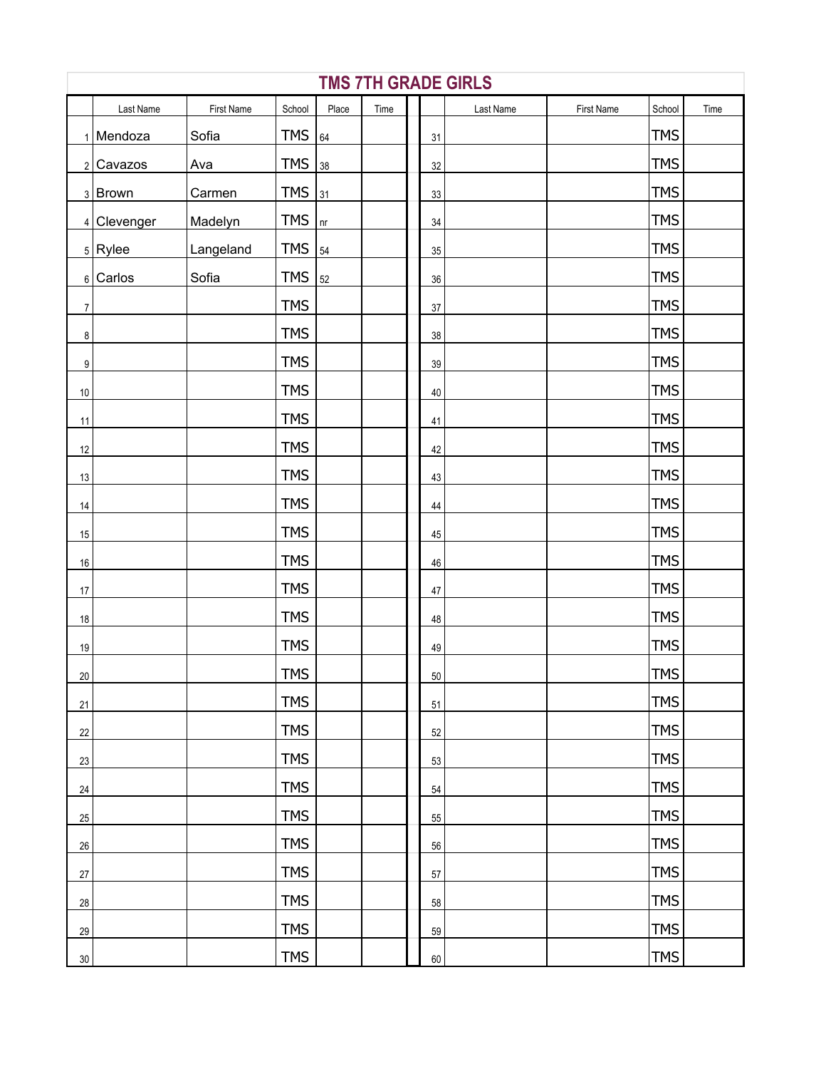# TMS 7TH GRADE GIRLS

| | Last Name | First Name | School | Place | Time | | Last Name | First Name | School | Time |
|---|---|---|---|---|---|---|---|---|---|---|
| 1 | Mendoza | Sofia | TMS | 64 | | 31 | | | TMS | |
| 2 | Cavazos | Ava | TMS | 38 | | 32 | | | TMS | |
| 3 | Brown | Carmen | TMS | 31 | | 33 | | | TMS | |
| 4 | Clevenger | Madelyn | TMS | nr | | 34 | | | TMS | |
| 5 | Rylee | Langeland | TMS | 54 | | 35 | | | TMS | |
| 6 | Carlos | Sofia | TMS | 52 | | 36 | | | TMS | |
| 7 | | | TMS | | | 37 | | | TMS | |
| 8 | | | TMS | | | 38 | | | TMS | |
| 9 | | | TMS | | | 39 | | | TMS | |
| 10 | | | TMS | | | 40 | | | TMS | |
| 11 | | | TMS | | | 41 | | | TMS | |
| 12 | | | TMS | | | 42 | | | TMS | |
| 13 | | | TMS | | | 43 | | | TMS | |
| 14 | | | TMS | | | 44 | | | TMS | |
| 15 | | | TMS | | | 45 | | | TMS | |
| 16 | | | TMS | | | 46 | | | TMS | |
| 17 | | | TMS | | | 47 | | | TMS | |
| 18 | | | TMS | | | 48 | | | TMS | |
| 19 | | | TMS | | | 49 | | | TMS | |
| 20 | | | TMS | | | 50 | | | TMS | |
| 21 | | | TMS | | | 51 | | | TMS | |
| 22 | | | TMS | | | 52 | | | TMS | |
| 23 | | | TMS | | | 53 | | | TMS | |
| 24 | | | TMS | | | 54 | | | TMS | |
| 25 | | | TMS | | | 55 | | | TMS | |
| 26 | | | TMS | | | 56 | | | TMS | |
| 27 | | | TMS | | | 57 | | | TMS | |
| 28 | | | TMS | | | 58 | | | TMS | |
| 29 | | | TMS | | | 59 | | | TMS | |
| 30 | | | TMS | | | 60 | | | TMS | |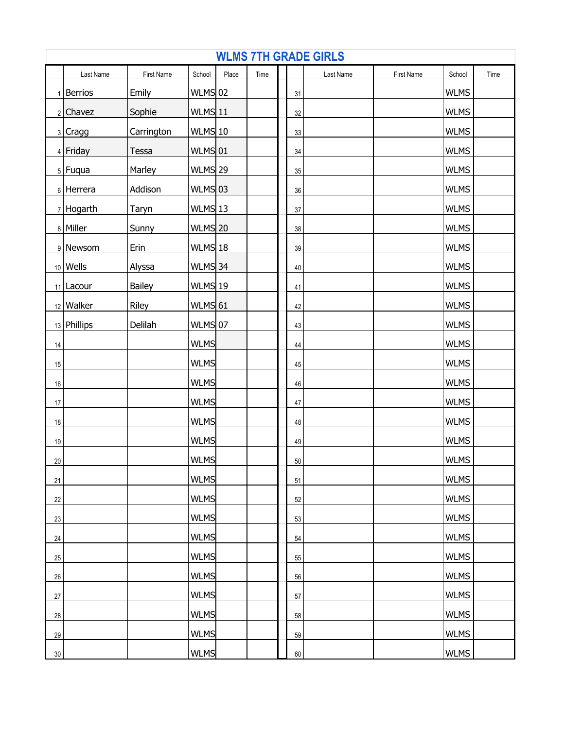# WLMS 7TH GRADE GIRLS

| | Last Name | First Name | School | Place | Time | | Last Name | First Name | School | Time |
|---|---|---|---|---|---|---|---|---|---|---|
| 1 | Berrios | Emily | WLMS | 02 | | 31 | | | WLMS | |
| 2 | Chavez | Sophie | WLMS | 11 | | 32 | | | WLMS | |
| 3 | Cragg | Carrington | WLMS | 10 | | 33 | | | WLMS | |
| 4 | Friday | Tessa | WLMS | 01 | | 34 | | | WLMS | |
| 5 | Fuqua | Marley | WLMS | 29 | | 35 | | | WLMS | |
| 6 | Herrera | Addison | WLMS | 03 | | 36 | | | WLMS | |
| 7 | Hogarth | Taryn | WLMS | 13 | | 37 | | | WLMS | |
| 8 | Miller | Sunny | WLMS | 20 | | 38 | | | WLMS | |
| 9 | Newsom | Erin | WLMS | 18 | | 39 | | | WLMS | |
| 10 | Wells | Alyssa | WLMS | 34 | | 40 | | | WLMS | |
| 11 | Lacour | Bailey | WLMS | 19 | | 41 | | | WLMS | |
| 12 | Walker | Riley | WLMS | 61 | | 42 | | | WLMS | |
| 13 | Phillips | Delilah | WLMS | 07 | | 43 | | | WLMS | |
| 14 | | | WLMS | | | 44 | | | WLMS | |
| 15 | | | WLMS | | | 45 | | | WLMS | |
| 16 | | | WLMS | | | 46 | | | WLMS | |
| 17 | | | WLMS | | | 47 | | | WLMS | |
| 18 | | | WLMS | | | 48 | | | WLMS | |
| 19 | | | WLMS | | | 49 | | | WLMS | |
| 20 | | | WLMS | | | 50 | | | WLMS | |
| 21 | | | WLMS | | | 51 | | | WLMS | |
| 22 | | | WLMS | | | 52 | | | WLMS | |
| 23 | | | WLMS | | | 53 | | | WLMS | |
| 24 | | | WLMS | | | 54 | | | WLMS | |
| 25 | | | WLMS | | | 55 | | | WLMS | |
| 26 | | | WLMS | | | 56 | | | WLMS | |
| 27 | | | WLMS | | | 57 | | | WLMS | |
| 28 | | | WLMS | | | 58 | | | WLMS | |
| 29 | | | WLMS | | | 59 | | | WLMS | |
| 30 | | | WLMS | | | 60 | | | WLMS | |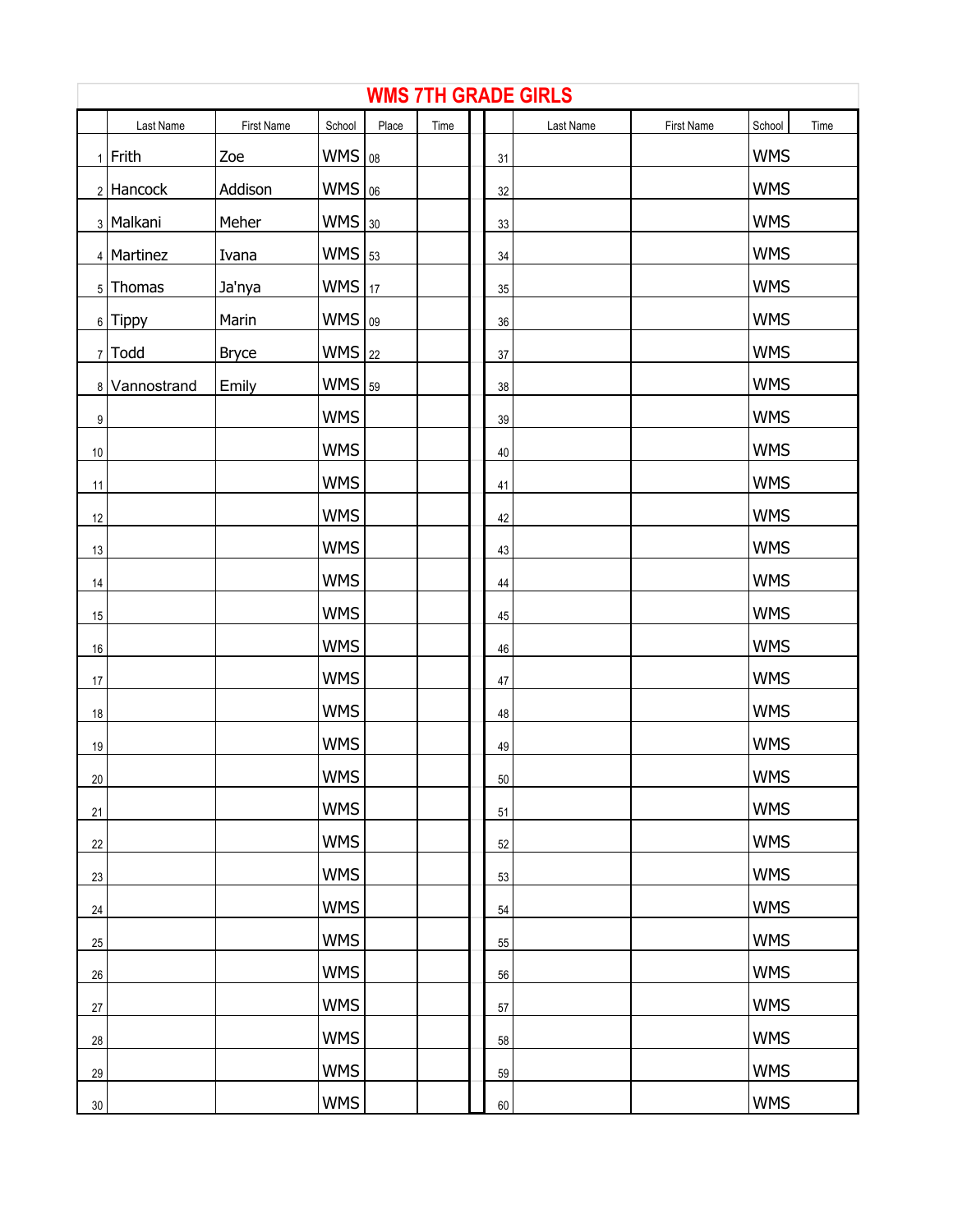# WMS 7TH GRADE GIRLS

| | Last Name | First Name | School | Place | Time | | Last Name | First Name | School | Time |
|---|---|---|---|---|---|---|---|---|---|---|
| 1 | Frith | Zoe | WMS | 08 | | 31 | | | WMS | |
| 2 | Hancock | Addison | WMS | 06 | | 32 | | | WMS | |
| 3 | Malkani | Meher | WMS | 30 | | 33 | | | WMS | |
| 4 | Martinez | Ivana | WMS | 53 | | 34 | | | WMS | |
| 5 | Thomas | Ja'nya | WMS | 17 | | 35 | | | WMS | |
| 6 | Tippy | Marin | WMS | 09 | | 36 | | | WMS | |
| 7 | Todd | Bryce | WMS | 22 | | 37 | | | WMS | |
| 8 | Vannostrand | Emily | WMS | 59 | | 38 | | | WMS | |
| 9 | | | WMS | | | 39 | | | WMS | |
| 10 | | | WMS | | | 40 | | | WMS | |
| 11 | | | WMS | | | 41 | | | WMS | |
| 12 | | | WMS | | | 42 | | | WMS | |
| 13 | | | WMS | | | 43 | | | WMS | |
| 14 | | | WMS | | | 44 | | | WMS | |
| 15 | | | WMS | | | 45 | | | WMS | |
| 16 | | | WMS | | | 46 | | | WMS | |
| 17 | | | WMS | | | 47 | | | WMS | |
| 18 | | | WMS | | | 48 | | | WMS | |
| 19 | | | WMS | | | 49 | | | WMS | |
| 20 | | | WMS | | | 50 | | | WMS | |
| 21 | | | WMS | | | 51 | | | WMS | |
| 22 | | | WMS | | | 52 | | | WMS | |
| 23 | | | WMS | | | 53 | | | WMS | |
| 24 | | | WMS | | | 54 | | | WMS | |
| 25 | | | WMS | | | 55 | | | WMS | |
| 26 | | | WMS | | | 56 | | | WMS | |
| 27 | | | WMS | | | 57 | | | WMS | |
| 28 | | | WMS | | | 58 | | | WMS | |
| 29 | | | WMS | | | 59 | | | WMS | |
| 30 | | | WMS | | | 60 | | | WMS | |